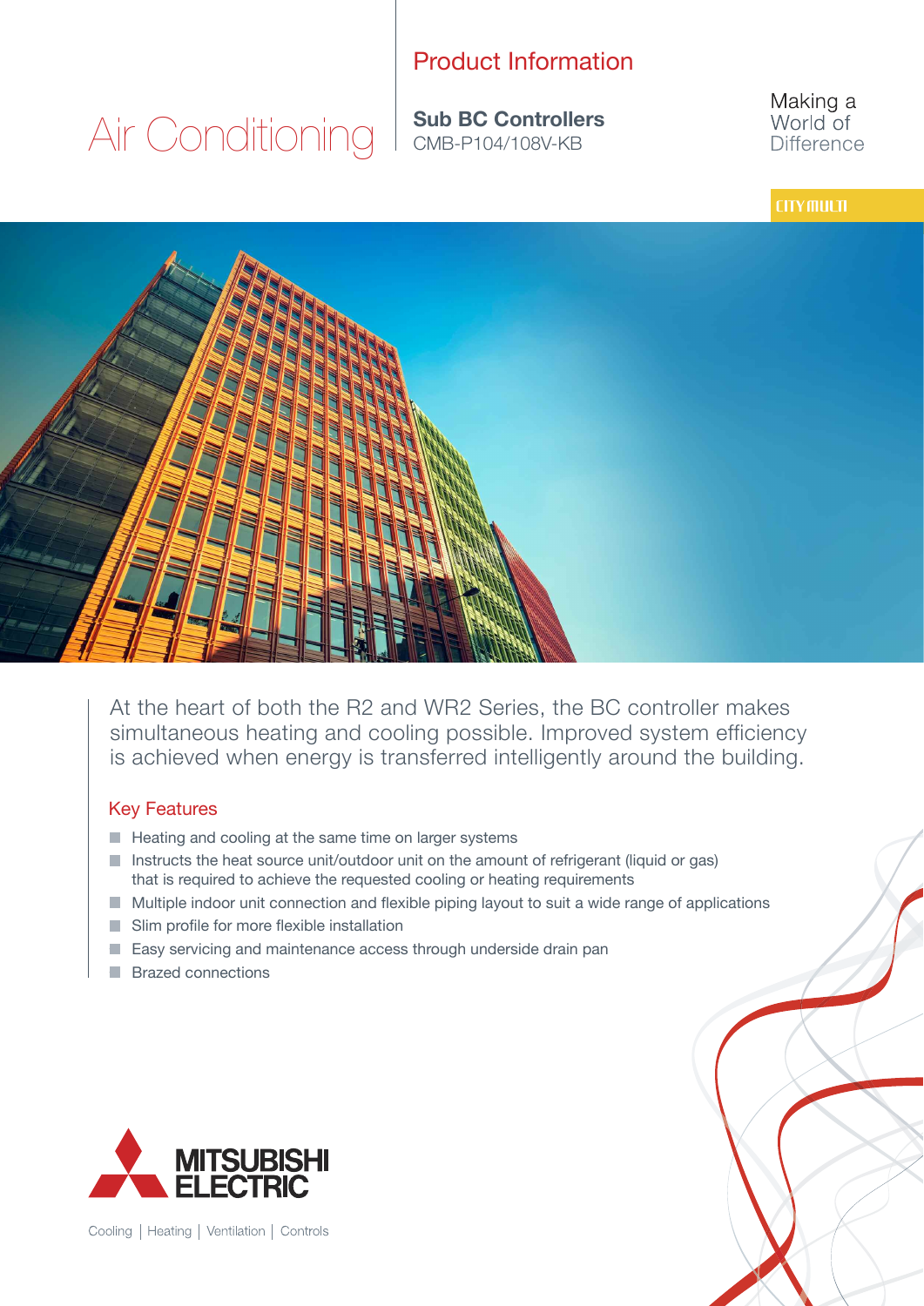# Air Conditioning

## Product Information

**Sub BC Controllers**
CMB-P104/108V-KB

Making a World of Difference

CITY MULTI

At the heart of both the R2 and WR2 Series, the BC controller makes simultaneous heating and cooling possible. Improved system efficiency is achieved when energy is transferred intelligently around the building.

## Key Features

- Heating and cooling at the same time on larger systems
- Instructs the heat source unit/outdoor unit on the amount of refrigerant (liquid or gas) that is required to achieve the requested cooling or heating requirements
- Multiple indoor unit connection and flexible piping layout to suit a wide range of applications
- Slim profile for more flexible installation
- Easy servicing and maintenance access through underside drain pan
- Brazed connections

MITSUBISHI ELECTRIC

Cooling | Heating | Ventilation | Controls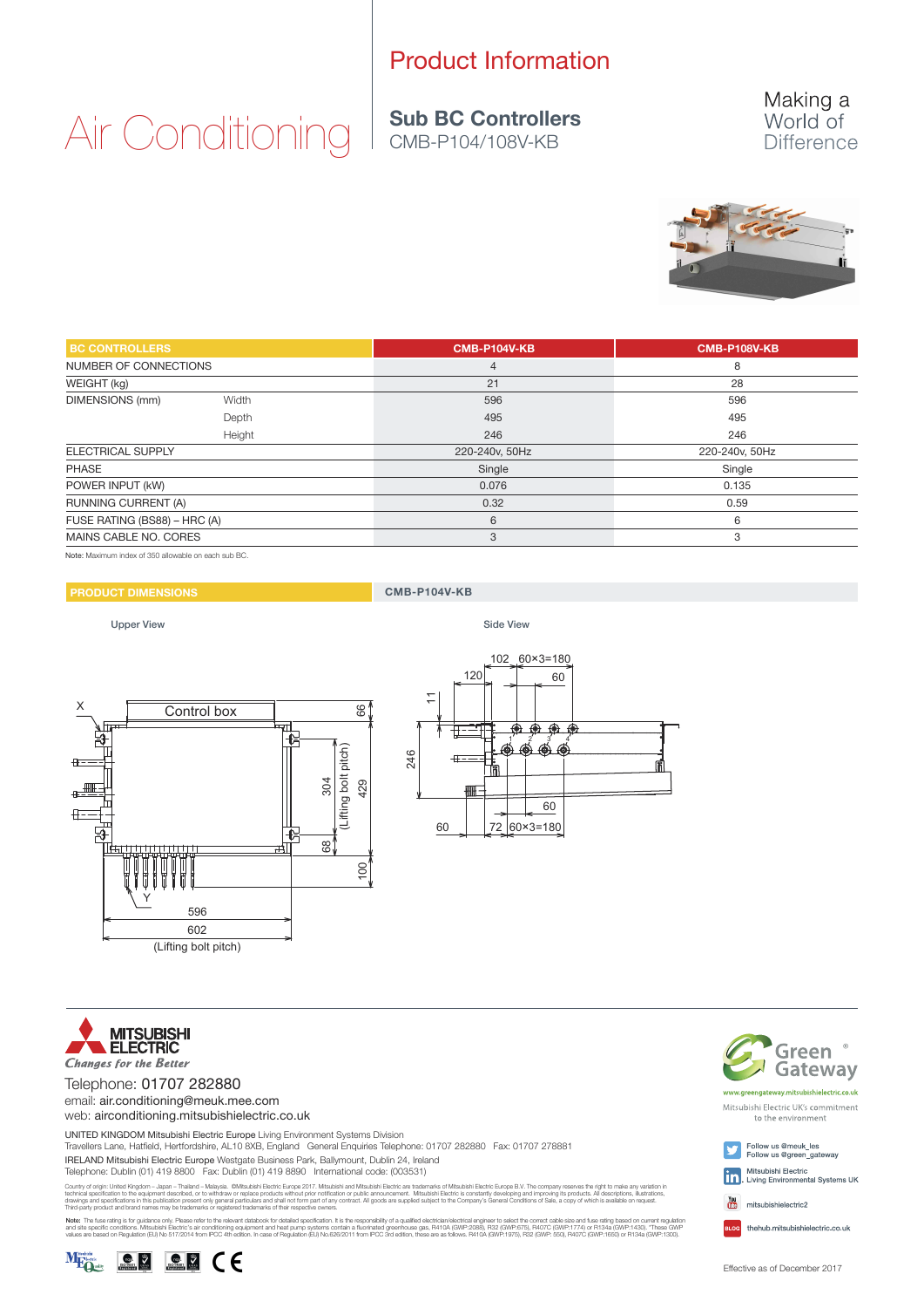# Air Conditioning

## Product Information

### Sub BC Controllers

CMB-P104/108V-KB

Making a World of Difference

| BC CONTROLLERS | | CMB-P104V-KB | CMB-P108V-KB |
|---|---|---|---|
| NUMBER OF CONNECTIONS | | 4 | 8 |
| WEIGHT (kg) | | 21 | 28 |
| DIMENSIONS (mm) | Width | 596 | 596 |
| | Depth | 495 | 495 |
| | Height | 246 | 246 |
| ELECTRICAL SUPPLY | | 220-240v, 50Hz | 220-240v, 50Hz |
| PHASE | | Single | Single |
| POWER INPUT (kW) | | 0.076 | 0.135 |
| RUNNING CURRENT (A) | | 0.32 | 0.59 |
| FUSE RATING (BS88) – HRC (A) | | 6 | 6 |
| MAINS CABLE NO. CORES | | 3 | 3 |

Note: Maximum index of 350 allowable on each sub BC.

## PRODUCT DIMENSIONS

CMB-P104V-KB

Upper View

X
Control box
66
304
(Lifting bolt pitch)
429
68
100
Y
596
602
(Lifting bolt pitch)

Side View

102
60×3=180
120
60
11
246
60
60
72
60×3=180

**MITSUBISHI ELECTRIC**
*Changes for the Better*

Telephone: 01707 282880
email: air.conditioning@meuk.mee.com
web: airconditioning.mitsubishielectric.co.uk

UNITED KINGDOM Mitsubishi Electric Europe Living Environment Systems Division
Travellers Lane, Hatfield, Hertfordshire, AL10 8XB, England General Enquiries Telephone: 01707 282880 Fax: 01707 278881
IRELAND Mitsubishi Electric Europe Westgate Business Park, Ballymount, Dublin 24, Ireland
Telephone: Dublin (01) 419 8800 Fax: Dublin (01) 419 8890 International code: (003531)

Country of origin: United Kingdom – Japan – Thailand – Malaysia. ©Mitsubishi Electric Europe 2017. Mitsubishi and Mitsubishi Electric are trademarks of Mitsubishi Electric Europe B.V. The company reserves the right to make any variation in technical specification to the equipment described, or to withdraw or replace products without prior notification or public announcement. Mitsubishi Electric is constantly developing and improving its products. All descriptions, illustrations, drawings and specifications in this publication present only general particulars and shall not form part of any contract. All goods are supplied subject to the Company's General Conditions of Sale, a copy of which is available on request. Third-party product and brand names may be trademarks or registered trademarks of their respective owners.

Note: The fuse rating is for guidance only. Please refer to the relevant databook for detailed specification. It is the responsibility of a qualified electrician/electrical engineer to select the correct cable size and fuse rating based on current regulation and site specific conditions. Mitsubishi Electric's air conditioning equipment and heat pump systems contain a fluorinated greenhouse gas, R410A (GWP:2088), R32 (GWP:675), R407C (GWP:1774) or R134a (GWP:1430). *These GWP values are based on Regulation (EU) No 517/2014 from IPCC 4th edition. In case of Regulation (EU) No.626/2011 from IPCC 3rd edition, these are as follows. R410A (GWP:1975), R32 (GWP: 550), R407C (GWP:1650) or R134a (GWP:1300).

Green Gateway
www.greengateway.mitsubishielectric.co.uk
Mitsubishi Electric UK's commitment to the environment

Follow us @meuk_les
Follow us @green_gateway
Mitsubishi Electric Living Environmental Systems UK
mitsubishielectric2
thehub.mitsubishielectric.co.uk

Effective as of December 2017